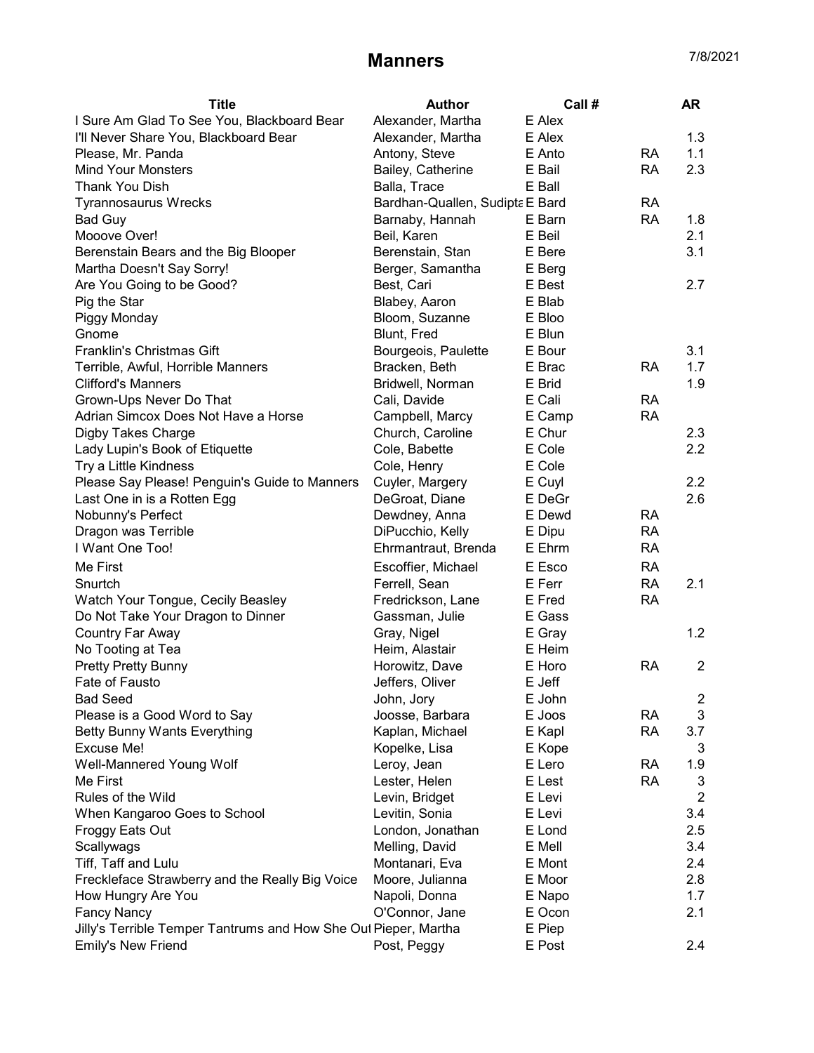# Manners

7/8/2021

| Title | Author | Call # | | AR |
|---|---|---|---|---|
| I Sure Am Glad To See You, Blackboard Bear | Alexander, Martha | E Alex | | |
| I'll Never Share You, Blackboard Bear | Alexander, Martha | E Alex | | 1.3 |
| Please, Mr. Panda | Antony, Steve | E Anto | RA | 1.1 |
| Mind Your Monsters | Bailey, Catherine | E Bail | RA | 2.3 |
| Thank You Dish | Balla, Trace | E Ball | | |
| Tyrannosaurus Wrecks | Bardhan-Quallen, Sudipta | E Bard | RA | |
| Bad Guy | Barnaby, Hannah | E Barn | RA | 1.8 |
| Mooove Over! | Beil, Karen | E Beil | | 2.1 |
| Berenstain Bears and the Big Blooper | Berenstain, Stan | E Bere | | 3.1 |
| Martha Doesn't Say Sorry! | Berger, Samantha | E Berg | | |
| Are You Going to be Good? | Best, Cari | E Best | | 2.7 |
| Pig the Star | Blabey, Aaron | E Blab | | |
| Piggy Monday | Bloom, Suzanne | E Bloo | | |
| Gnome | Blunt, Fred | E Blun | | |
| Franklin's Christmas Gift | Bourgeois, Paulette | E Bour | | 3.1 |
| Terrible, Awful, Horrible Manners | Bracken, Beth | E Brac | RA | 1.7 |
| Clifford's Manners | Bridwell, Norman | E Brid | | 1.9 |
| Grown-Ups Never Do That | Cali, Davide | E Cali | RA | |
| Adrian Simcox Does Not Have a Horse | Campbell, Marcy | E Camp | RA | |
| Digby Takes Charge | Church, Caroline | E Chur | | 2.3 |
| Lady Lupin's Book of Etiquette | Cole, Babette | E Cole | | 2.2 |
| Try a Little Kindness | Cole, Henry | E Cole | | |
| Please Say Please! Penguin's Guide to Manners | Cuyler, Margery | E Cuyl | | 2.2 |
| Last One in is a Rotten Egg | DeGroat, Diane | E DeGr | | 2.6 |
| Nobunny's Perfect | Dewdney, Anna | E Dewd | RA | |
| Dragon was Terrible | DiPucchio, Kelly | E Dipu | RA | |
| I Want One Too! | Ehrmantraut, Brenda | E Ehrm | RA | |
| Me First | Escoffier, Michael | E Esco | RA | |
| Snurtch | Ferrell, Sean | E Ferr | RA | 2.1 |
| Watch Your Tongue, Cecily Beasley | Fredrickson, Lane | E Fred | RA | |
| Do Not Take Your Dragon to Dinner | Gassman, Julie | E Gass | | |
| Country Far Away | Gray, Nigel | E Gray | | 1.2 |
| No Tooting at Tea | Heim, Alastair | E Heim | | |
| Pretty Pretty Bunny | Horowitz, Dave | E Horo | RA | 2 |
| Fate of Fausto | Jeffers, Oliver | E Jeff | | |
| Bad Seed | John, Jory | E John | | 2 |
| Please is a Good Word to Say | Joosse, Barbara | E Joos | RA | 3 |
| Betty Bunny Wants Everything | Kaplan, Michael | E Kapl | RA | 3.7 |
| Excuse Me! | Kopelke, Lisa | E Kope | | 3 |
| Well-Mannered Young Wolf | Leroy, Jean | E Lero | RA | 1.9 |
| Me First | Lester, Helen | E Lest | RA | 3 |
| Rules of the Wild | Levin, Bridget | E Levi | | 2 |
| When Kangaroo Goes to School | Levitin, Sonia | E Levi | | 3.4 |
| Froggy Eats Out | London, Jonathan | E Lond | | 2.5 |
| Scallywags | Melling, David | E Mell | | 3.4 |
| Tiff, Taff and Lulu | Montanari, Eva | E Mont | | 2.4 |
| Freckleface Strawberry and the Really Big Voice | Moore, Julianna | E Moor | | 2.8 |
| How Hungry Are You | Napoli, Donna | E Napo | | 1.7 |
| Fancy Nancy | O'Connor, Jane | E Ocon | | 2.1 |
| Jilly's Terrible Temper Tantrums and How She Out | Pieper, Martha | E Piep | | |
| Emily's New Friend | Post, Peggy | E Post | | 2.4 |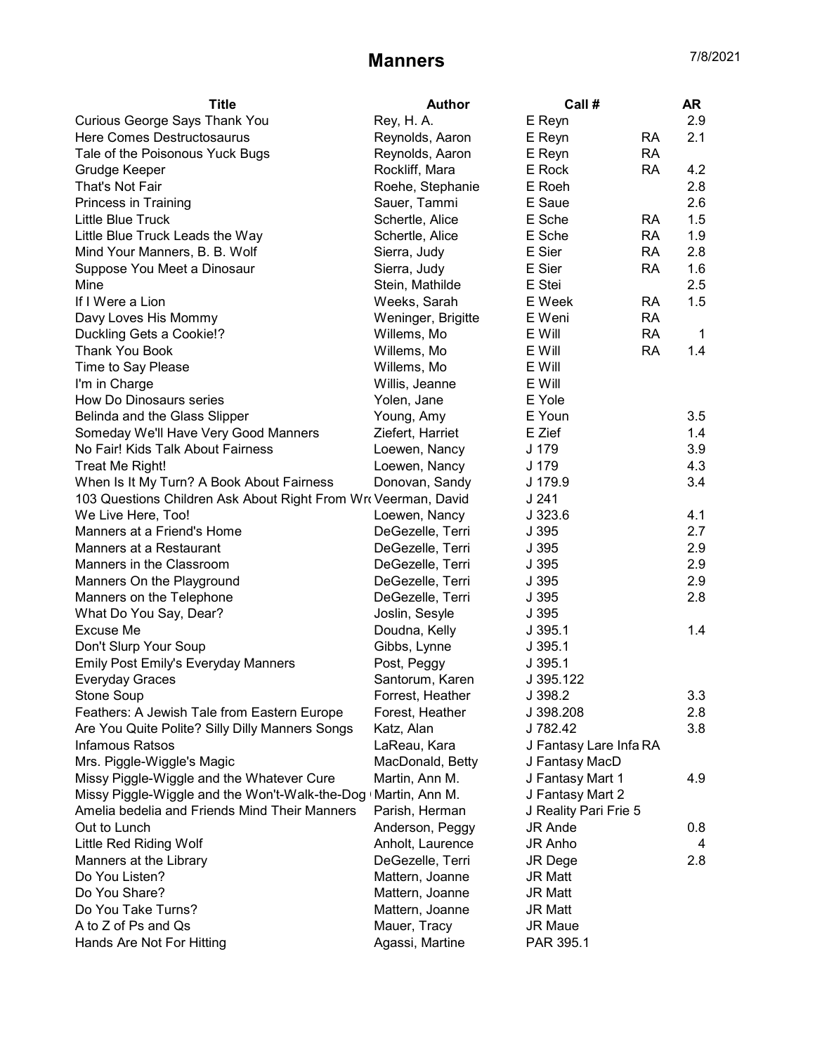# Manners

7/8/2021

| Title | Author | Call # | | AR |
| --- | --- | --- | --- | --- |
| Curious George Says Thank You | Rey, H. A. | E Reyn | | 2.9 |
| Here Comes Destructosaurus | Reynolds, Aaron | E Reyn | RA | 2.1 |
| Tale of the Poisonous Yuck Bugs | Reynolds, Aaron | E Reyn | RA | |
| Grudge Keeper | Rockliff, Mara | E Rock | RA | 4.2 |
| That's Not Fair | Roehe, Stephanie | E Roeh | | 2.8 |
| Princess in Training | Sauer, Tammi | E Saue | | 2.6 |
| Little Blue Truck | Schertle, Alice | E Sche | RA | 1.5 |
| Little Blue Truck Leads the Way | Schertle, Alice | E Sche | RA | 1.9 |
| Mind Your Manners, B. B. Wolf | Sierra, Judy | E Sier | RA | 2.8 |
| Suppose You Meet a Dinosaur | Sierra, Judy | E Sier | RA | 1.6 |
| Mine | Stein, Mathilde | E Stei | | 2.5 |
| If I Were a Lion | Weeks, Sarah | E Week | RA | 1.5 |
| Davy Loves His Mommy | Weninger, Brigitte | E Weni | RA | |
| Duckling Gets a Cookie!? | Willems, Mo | E Will | RA | 1 |
| Thank You Book | Willems, Mo | E Will | RA | 1.4 |
| Time to Say Please | Willems, Mo | E Will | | |
| I'm in Charge | Willis, Jeanne | E Will | | |
| How Do Dinosaurs series | Yolen, Jane | E Yole | | |
| Belinda and the Glass Slipper | Young, Amy | E Youn | | 3.5 |
| Someday We'll Have Very Good Manners | Ziefert, Harriet | E Zief | | 1.4 |
| No Fair! Kids Talk About Fairness | Loewen, Nancy | J 179 | | 3.9 |
| Treat Me Right! | Loewen, Nancy | J 179 | | 4.3 |
| When Is It My Turn? A Book About Fairness | Donovan, Sandy | J 179.9 | | 3.4 |
| 103 Questions Children Ask About Right From Wr | Veerman, David | J 241 | | |
| We Live Here, Too! | Loewen, Nancy | J 323.6 | | 4.1 |
| Manners at a Friend's Home | DeGezelle, Terri | J 395 | | 2.7 |
| Manners at a Restaurant | DeGezelle, Terri | J 395 | | 2.9 |
| Manners in the Classroom | DeGezelle, Terri | J 395 | | 2.9 |
| Manners On the Playground | DeGezelle, Terri | J 395 | | 2.9 |
| Manners on the Telephone | DeGezelle, Terri | J 395 | | 2.8 |
| What Do You Say, Dear? | Joslin, Sesyle | J 395 | | |
| Excuse Me | Doudna, Kelly | J 395.1 | | 1.4 |
| Don't Slurp Your Soup | Gibbs, Lynne | J 395.1 | | |
| Emily Post Emily's Everyday Manners | Post, Peggy | J 395.1 | | |
| Everyday Graces | Santorum, Karen | J 395.122 | | |
| Stone Soup | Forrest, Heather | J 398.2 | | 3.3 |
| Feathers: A Jewish Tale from Eastern Europe | Forest, Heather | J 398.208 | | 2.8 |
| Are You Quite Polite? Silly Dilly Manners Songs | Katz, Alan | J 782.42 | | 3.8 |
| Infamous Ratsos | LaReau, Kara | J Fantasy Lare Infa | RA | |
| Mrs. Piggle-Wiggle's Magic | MacDonald, Betty | J Fantasy MacD | | |
| Missy Piggle-Wiggle and the Whatever Cure | Martin, Ann M. | J Fantasy Mart 1 | | 4.9 |
| Missy Piggle-Wiggle and the Won't-Walk-the-Dog | Martin, Ann M. | J Fantasy Mart 2 | | |
| Amelia bedelia and Friends Mind Their Manners | Parish, Herman | J Reality Pari Frie 5 | | |
| Out to Lunch | Anderson, Peggy | JR Ande | | 0.8 |
| Little Red Riding Wolf | Anholt, Laurence | JR Anho | | 4 |
| Manners at the Library | DeGezelle, Terri | JR Dege | | 2.8 |
| Do You Listen? | Mattern, Joanne | JR Matt | | |
| Do You Share? | Mattern, Joanne | JR Matt | | |
| Do You Take Turns? | Mattern, Joanne | JR Matt | | |
| A to Z of Ps and Qs | Mauer, Tracy | JR Maue | | |
| Hands Are Not For Hitting | Agassi, Martine | PAR 395.1 | | |